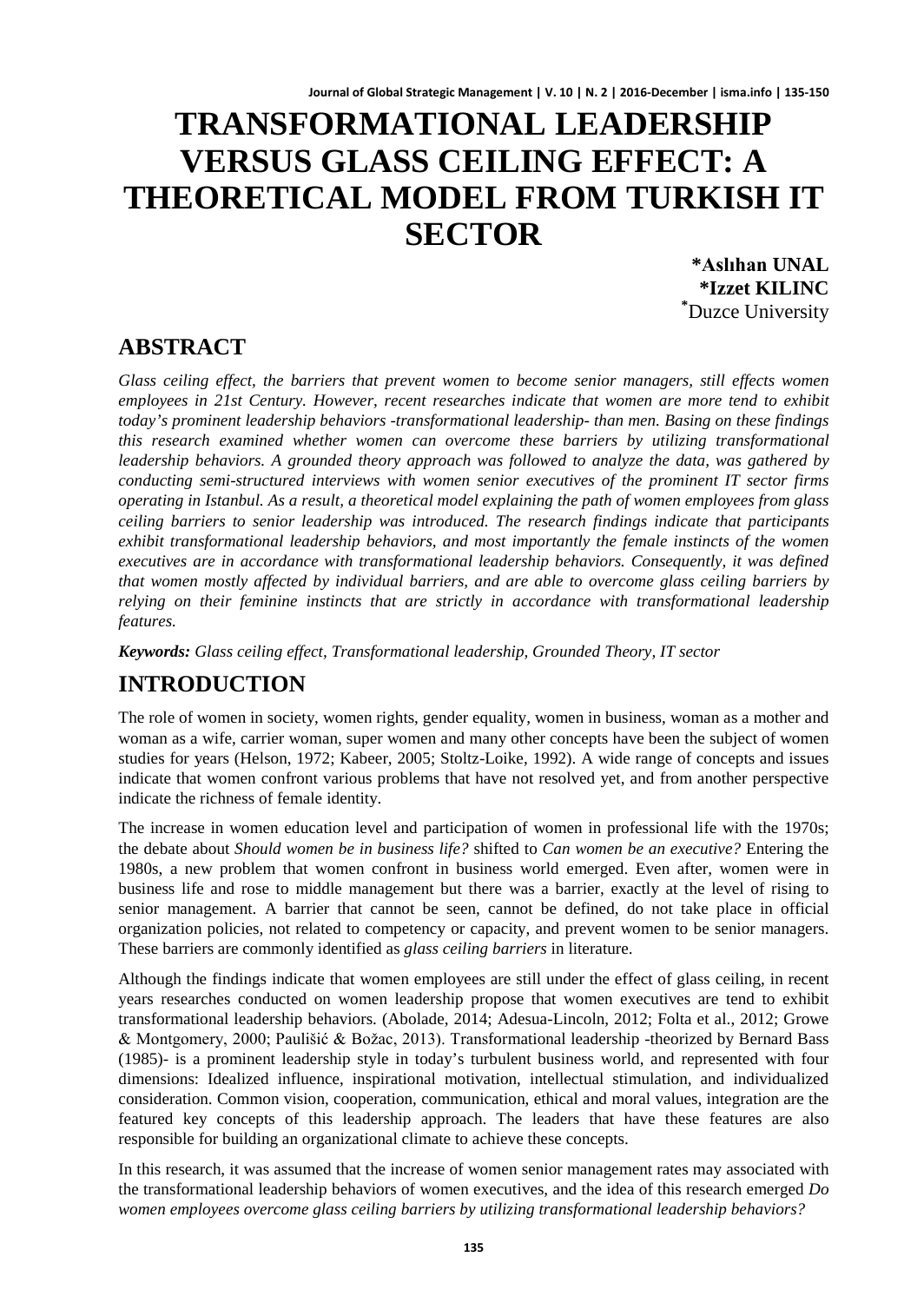# TRANSFORMATIONAL LEADERSHIP VERSUS GLASS CEILING EFFECT: A THEORETICAL MODEL FROM TURKISH IT SECTOR

**\*Aslıhan UNAL**
**\*Izzet KILINC**
\*Duzce University

## ABSTRACT

*Glass ceiling effect, the barriers that prevent women to become senior managers, still effects women employees in 21st Century. However, recent researches indicate that women are more tend to exhibit today's prominent leadership behaviors -transformational leadership- than men. Basing on these findings this research examined whether women can overcome these barriers by utilizing transformational leadership behaviors. A grounded theory approach was followed to analyze the data, was gathered by conducting semi-structured interviews with women senior executives of the prominent IT sector firms operating in Istanbul. As a result, a theoretical model explaining the path of women employees from glass ceiling barriers to senior leadership was introduced. The research findings indicate that participants exhibit transformational leadership behaviors, and most importantly the female instincts of the women executives are in accordance with transformational leadership behaviors. Consequently, it was defined that women mostly affected by individual barriers, and are able to overcome glass ceiling barriers by relying on their feminine instincts that are strictly in accordance with transformational leadership features.*

***Keywords:*** *Glass ceiling effect, Transformational leadership, Grounded Theory, IT sector*

## INTRODUCTION

The role of women in society, women rights, gender equality, women in business, woman as a mother and woman as a wife, carrier woman, super women and many other concepts have been the subject of women studies for years (Helson, 1972; Kabeer, 2005; Stoltz-Loike, 1992). A wide range of concepts and issues indicate that women confront various problems that have not resolved yet, and from another perspective indicate the richness of female identity.

The increase in women education level and participation of women in professional life with the 1970s; the debate about *Should women be in business life?* shifted to *Can women be an executive?* Entering the 1980s, a new problem that women confront in business world emerged. Even after, women were in business life and rose to middle management but there was a barrier, exactly at the level of rising to senior management. A barrier that cannot be seen, cannot be defined, do not take place in official organization policies, not related to competency or capacity, and prevent women to be senior managers. These barriers are commonly identified as *glass ceiling barriers* in literature.

Although the findings indicate that women employees are still under the effect of glass ceiling, in recent years researches conducted on women leadership propose that women executives are tend to exhibit transformational leadership behaviors. (Abolade, 2014; Adesua-Lincoln, 2012; Folta et al., 2012; Growe & Montgomery, 2000; Paulišić & Božac, 2013). Transformational leadership -theorized by Bernard Bass (1985)- is a prominent leadership style in today's turbulent business world, and represented with four dimensions: Idealized influence, inspirational motivation, intellectual stimulation, and individualized consideration. Common vision, cooperation, communication, ethical and moral values, integration are the featured key concepts of this leadership approach. The leaders that have these features are also responsible for building an organizational climate to achieve these concepts.

In this research, it was assumed that the increase of women senior management rates may associated with the transformational leadership behaviors of women executives, and the idea of this research emerged *Do women employees overcome glass ceiling barriers by utilizing transformational leadership behaviors?*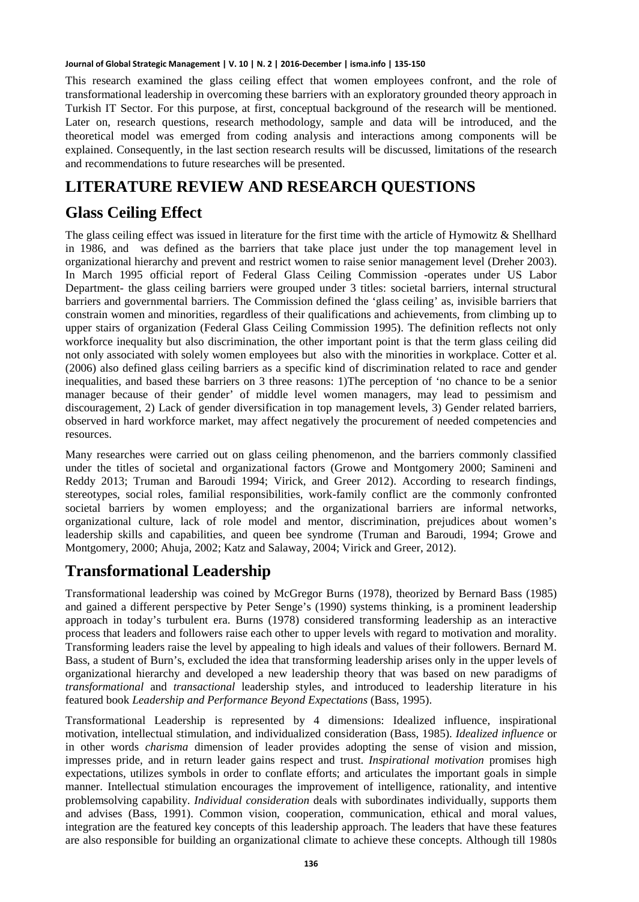This research examined the glass ceiling effect that women employees confront, and the role of transformational leadership in overcoming these barriers with an exploratory grounded theory approach in Turkish IT Sector. For this purpose, at first, conceptual background of the research will be mentioned. Later on, research questions, research methodology, sample and data will be introduced, and the theoretical model was emerged from coding analysis and interactions among components will be explained. Consequently, in the last section research results will be discussed, limitations of the research and recommendations to future researches will be presented.

# LITERATURE REVIEW AND RESEARCH QUESTIONS

## Glass Ceiling Effect

The glass ceiling effect was issued in literature for the first time with the article of Hymowitz & Shellhard in 1986, and was defined as the barriers that take place just under the top management level in organizational hierarchy and prevent and restrict women to raise senior management level (Dreher 2003). In March 1995 official report of Federal Glass Ceiling Commission -operates under US Labor Department- the glass ceiling barriers were grouped under 3 titles: societal barriers, internal structural barriers and governmental barriers. The Commission defined the 'glass ceiling' as, invisible barriers that constrain women and minorities, regardless of their qualifications and achievements, from climbing up to upper stairs of organization (Federal Glass Ceiling Commission 1995). The definition reflects not only workforce inequality but also discrimination, the other important point is that the term glass ceiling did not only associated with solely women employees but also with the minorities in workplace. Cotter et al. (2006) also defined glass ceiling barriers as a specific kind of discrimination related to race and gender inequalities, and based these barriers on 3 three reasons: 1)The perception of 'no chance to be a senior manager because of their gender' of middle level women managers, may lead to pessimism and discouragement, 2) Lack of gender diversification in top management levels, 3) Gender related barriers, observed in hard workforce market, may affect negatively the procurement of needed competencies and resources.

Many researches were carried out on glass ceiling phenomenon, and the barriers commonly classified under the titles of societal and organizational factors (Growe and Montgomery 2000; Samineni and Reddy 2013; Truman and Baroudi 1994; Virick, and Greer 2012). According to research findings, stereotypes, social roles, familial responsibilities, work-family conflict are the commonly confronted societal barriers by women employess; and the organizational barriers are informal networks, organizational culture, lack of role model and mentor, discrimination, prejudices about women's leadership skills and capabilities, and queen bee syndrome (Truman and Baroudi, 1994; Growe and Montgomery, 2000; Ahuja, 2002; Katz and Salaway, 2004; Virick and Greer, 2012).

## Transformational Leadership

Transformational leadership was coined by McGregor Burns (1978), theorized by Bernard Bass (1985) and gained a different perspective by Peter Senge's (1990) systems thinking, is a prominent leadership approach in today's turbulent era. Burns (1978) considered transforming leadership as an interactive process that leaders and followers raise each other to upper levels with regard to motivation and morality. Transforming leaders raise the level by appealing to high ideals and values of their followers. Bernard M. Bass, a student of Burn's, excluded the idea that transforming leadership arises only in the upper levels of organizational hierarchy and developed a new leadership theory that was based on new paradigms of *transformational* and *transactional* leadership styles, and introduced to leadership literature in his featured book *Leadership and Performance Beyond Expectations* (Bass, 1995).

Transformational Leadership is represented by 4 dimensions: Idealized influence, inspirational motivation, intellectual stimulation, and individualized consideration (Bass, 1985). *Idealized influence* or in other words *charisma* dimension of leader provides adopting the sense of vision and mission, impresses pride, and in return leader gains respect and trust. *Inspirational motivation* promises high expectations, utilizes symbols in order to conflate efforts; and articulates the important goals in simple manner. Intellectual stimulation encourages the improvement of intelligence, rationality, and intentive problemsolving capability. *Individual consideration* deals with subordinates individually, supports them and advises (Bass, 1991). Common vision, cooperation, communication, ethical and moral values, integration are the featured key concepts of this leadership approach. The leaders that have these features are also responsible for building an organizational climate to achieve these concepts. Although till 1980s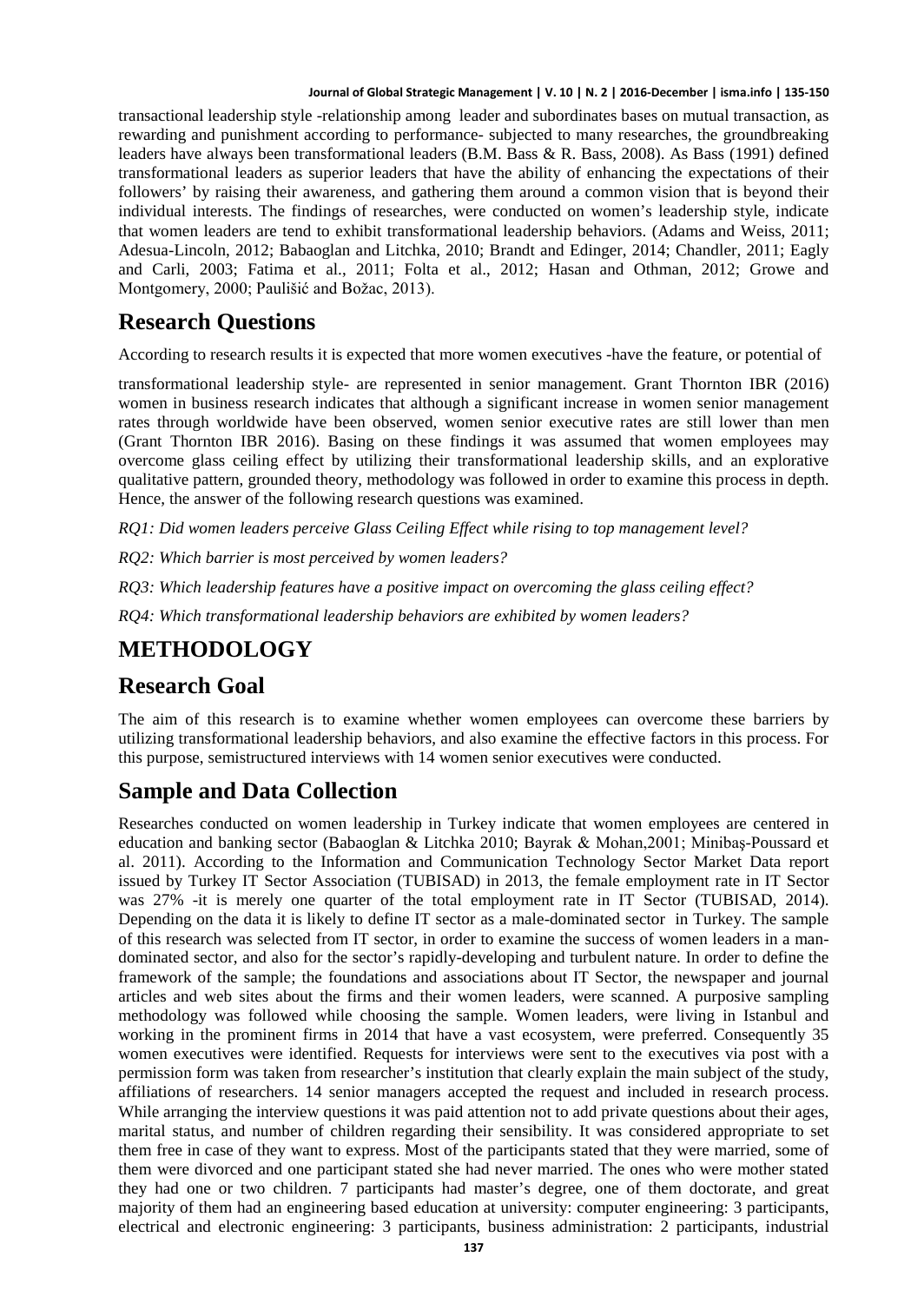transactional leadership style -relationship among leader and subordinates bases on mutual transaction, as rewarding and punishment according to performance- subjected to many researches, the groundbreaking leaders have always been transformational leaders (B.M. Bass & R. Bass, 2008). As Bass (1991) defined transformational leaders as superior leaders that have the ability of enhancing the expectations of their followers' by raising their awareness, and gathering them around a common vision that is beyond their individual interests. The findings of researches, were conducted on women's leadership style, indicate that women leaders are tend to exhibit transformational leadership behaviors. (Adams and Weiss, 2011; Adesua-Lincoln, 2012; Babaoglan and Litchka, 2010; Brandt and Edinger, 2014; Chandler, 2011; Eagly and Carli, 2003; Fatima et al., 2011; Folta et al., 2012; Hasan and Othman, 2012; Growe and Montgomery, 2000; Paulišić and Božac, 2013).

## Research Questions

According to research results it is expected that more women executives -have the feature, or potential of

transformational leadership style- are represented in senior management. Grant Thornton IBR (2016) women in business research indicates that although a significant increase in women senior management rates through worldwide have been observed, women senior executive rates are still lower than men (Grant Thornton IBR 2016). Basing on these findings it was assumed that women employees may overcome glass ceiling effect by utilizing their transformational leadership skills, and an explorative qualitative pattern, grounded theory, methodology was followed in order to examine this process in depth. Hence, the answer of the following research questions was examined.

*RQ1: Did women leaders perceive Glass Ceiling Effect while rising to top management level?*

*RQ2: Which barrier is most perceived by women leaders?*

*RQ3: Which leadership features have a positive impact on overcoming the glass ceiling effect?*

*RQ4: Which transformational leadership behaviors are exhibited by women leaders?*

# METHODOLOGY

## Research Goal

The aim of this research is to examine whether women employees can overcome these barriers by utilizing transformational leadership behaviors, and also examine the effective factors in this process. For this purpose, semistructured interviews with 14 women senior executives were conducted.

## Sample and Data Collection

Researches conducted on women leadership in Turkey indicate that women employees are centered in education and banking sector (Babaoglan & Litchka 2010; Bayrak & Mohan,2001; Minibaş-Poussard et al. 2011). According to the Information and Communication Technology Sector Market Data report issued by Turkey IT Sector Association (TUBISAD) in 2013, the female employment rate in IT Sector was 27% -it is merely one quarter of the total employment rate in IT Sector (TUBISAD, 2014). Depending on the data it is likely to define IT sector as a male-dominated sector in Turkey. The sample of this research was selected from IT sector, in order to examine the success of women leaders in a man-dominated sector, and also for the sector's rapidly-developing about turbulent nature. In order to define the framework of the sample; the foundations and associations about IT Sector, the newspaper and journal articles and web sites about the firms and their women leaders, were scanned. A purposive sampling methodology was followed while choosing the sample. Women leaders, were living in Istanbul and working in the prominent firms in 2014 that have a vast ecosystem, were preferred. Consequently 35 women executives were identified. Requests for interviews were sent to the executives via post with a permission form was taken from researcher's institution that clearly explain the main subject of the study, affiliations of researchers. 14 senior managers accepted the request and included in research process. While arranging the interview questions it was paid attention not to add private questions about their ages, marital status, and number of children regarding their sensibility. It was considered appropriate to set them free in case of they want to express. Most of the participants stated that they were married, some of them were divorced and one participant stated she had never married. The ones who were mother stated they had one or two children. 7 participants had master's degree, one of them doctorate, and great majority of them had an engineering based education at university: computer engineering: 3 participants, electrical and electronic engineering: 3 participants, business administration: 2 participants, industrial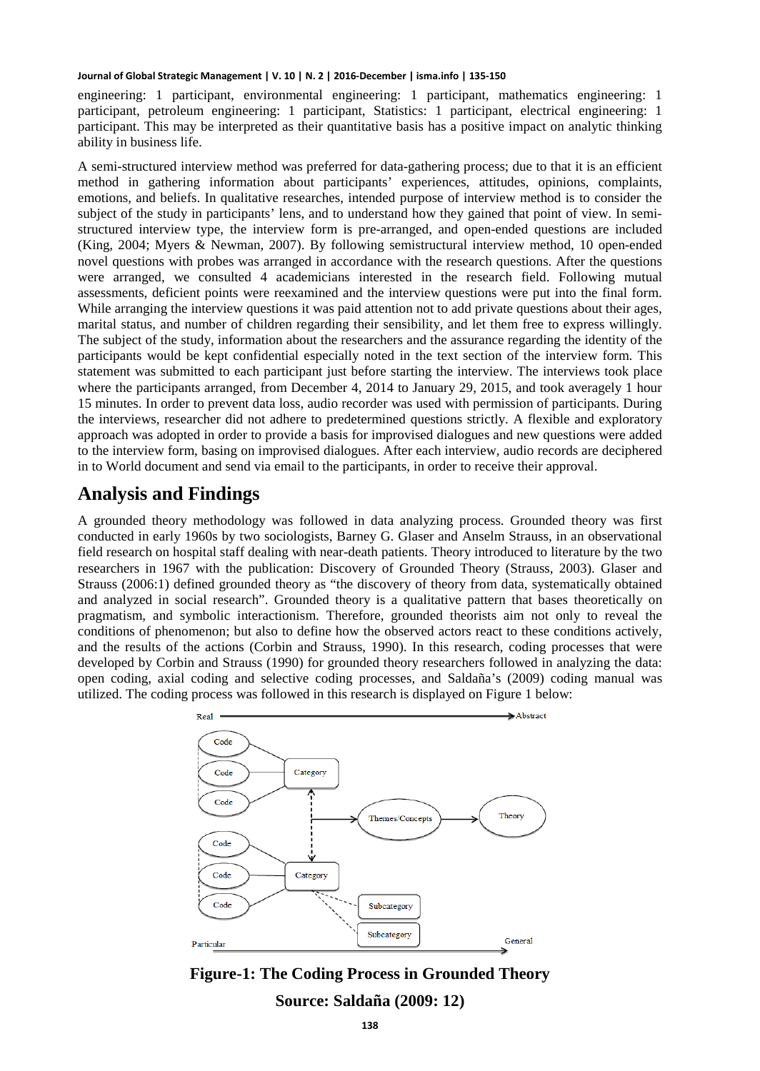engineering: 1 participant, environmental engineering: 1 participant, mathematics engineering: 1 participant, petroleum engineering: 1 participant, Statistics: 1 participant, electrical engineering: 1 participant. This may be interpreted as their quantitative basis has a positive impact on analytic thinking ability in business life.

A semi-structured interview method was preferred for data-gathering process; due to that it is an efficient method in gathering information about participants' experiences, attitudes, opinions, complaints, emotions, and beliefs. In qualitative researches, intended purpose of interview method is to consider the subject of the study in participants' lens, and to understand how they gained that point of view. In semi-structured interview type, the interview form is pre-arranged, and open-ended questions are included (King, 2004; Myers & Newman, 2007). By following semistructural interview method, 10 open-ended novel questions with probes was arranged in accordance with the research questions. After the questions were arranged, we consulted 4 academicians interested in the research field. Following mutual assessments, deficient points were reexamined and the interview questions were put into the final form. While arranging the interview questions it was paid attention not to add private questions about their ages, marital status, and number of children regarding their sensibility, and let them free to express willingly. The subject of the study, information about the researchers and the assurance regarding the identity of the participants would be kept confidential especially noted in the text section of the interview form. This statement was submitted to each participant just before starting the interview. The interviews took place where the participants arranged, from December 4, 2014 to January 29, 2015, and took averagely 1 hour 15 minutes. In order to prevent data loss, audio recorder was used with permission of participants. During the interviews, researcher did not adhere to predetermined questions strictly. A flexible and exploratory approach was adopted in order to provide a basis for improvised dialogues and new questions were added to the interview form, basing on improvised dialogues. After each interview, audio records are deciphered in to World document and send via email to the participants, in order to receive their approval.

## Analysis and Findings

A grounded theory methodology was followed in data analyzing process. Grounded theory was first conducted in early 1960s by two sociologists, Barney G. Glaser and Anselm Strauss, in an observational field research on hospital staff dealing with near-death patients. Theory introduced to literature by the two researchers in 1967 with the publication: Discovery of Grounded Theory (Strauss, 2003). Glaser and Strauss (2006:1) defined grounded theory as "the discovery of theory from data, systematically obtained and analyzed in social research". Grounded theory is a qualitative pattern that bases theoretically on pragmatism, and symbolic interactionism. Therefore, grounded theorists aim not only to reveal the conditions of phenomenon; but also to define how the observed actors react to these conditions actively, and the results of the actions (Corbin and Strauss, 1990). In this research, coding processes that were developed by Corbin and Strauss (1990) for grounded theory researchers followed in analyzing the data: open coding, axial coding and selective coding processes, and Saldaña's (2009) coding manual was utilized. The coding process was followed in this research is displayed on Figure 1 below:

Real → Abstract

Code, Code, Code → Category; Code, Code, Code → Category → Subcategory, Subcategory; Category ↔ Category → Themes/Concepts → Theory

Particular → General

**Figure-1: The Coding Process in Grounded Theory**

**Source: Saldaña (2009: 12)**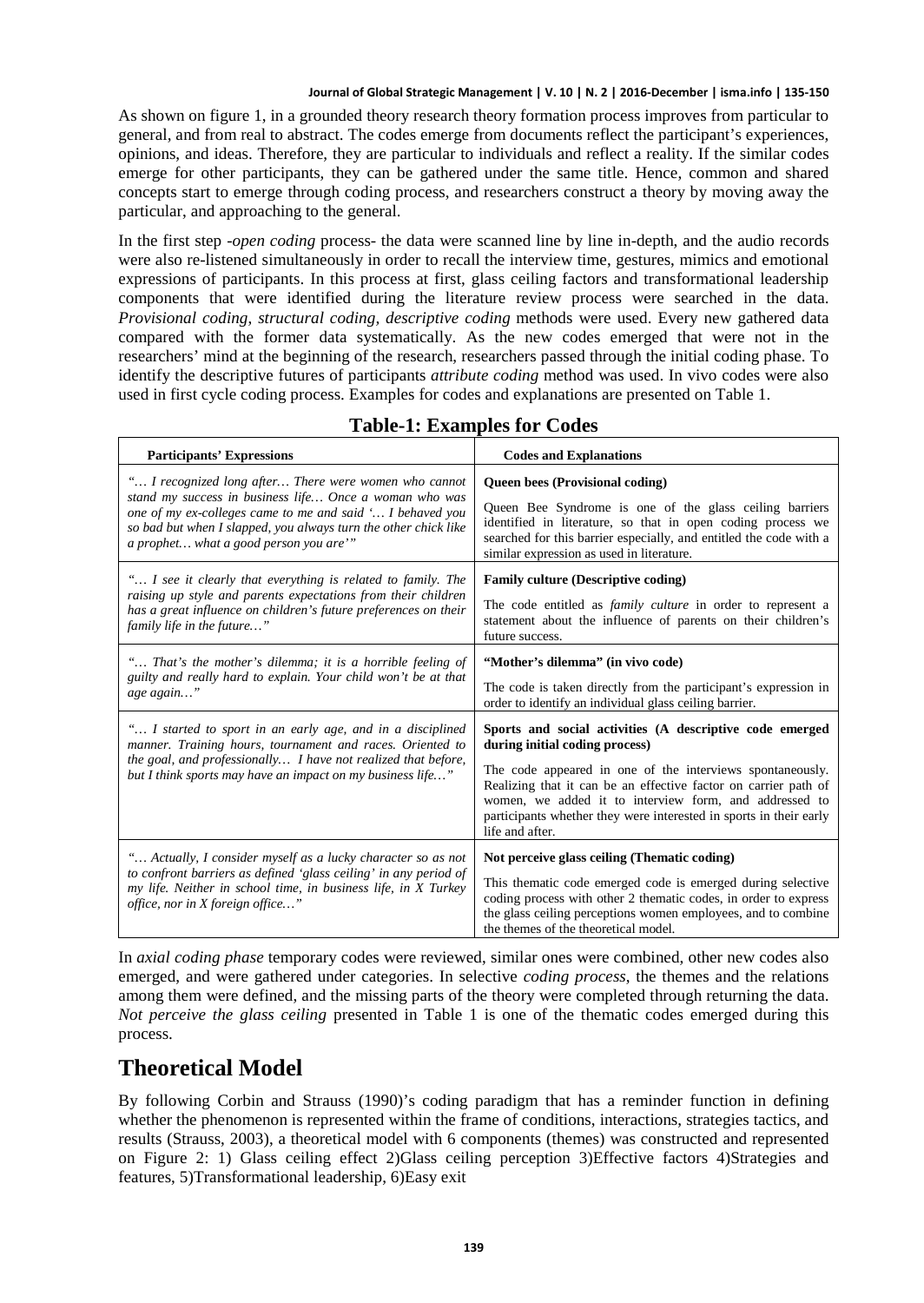As shown on figure 1, in a grounded theory research theory formation process improves from particular to general, and from real to abstract. The codes emerge from documents reflect the participant's experiences, opinions, and ideas. Therefore, they are particular to individuals and reflect a reality. If the similar codes emerge for other participants, they can be gathered under the same title. Hence, common and shared concepts start to emerge through coding process, and researchers construct a theory by moving away the particular, and approaching to the general.

In the first step -*open coding* process- the data were scanned line by line in-depth, and the audio records were also re-listened simultaneously in order to recall the interview time, gestures, mimics and emotional expressions of participants. In this process at first, glass ceiling factors and transformational leadership components that were identified during the literature review process were searched in the data. *Provisional coding, structural coding, descriptive coding* methods were used. Every new gathered data compared with the former data systematically. As the new codes emerged that were not in the researchers' mind at the beginning of the research, researchers passed through the initial coding phase. To identify the descriptive futures of participants *attribute coding* method was used. In vivo codes were also used in first cycle coding process. Examples for codes and explanations are presented on Table 1.

**Table-1: Examples for Codes**

| Participants' Expressions | Codes and Explanations |
|---|---|
| *"… I recognized long after… There were women who cannot stand my success in business life… Once a woman who was one of my ex-colleges came to me and said '… I behaved you so bad but when I slapped, you always turn the other chick like a prophet… what a good person you are'"* | **Queen bees (Provisional coding)**<br>Queen Bee Syndrome is one of the glass ceiling barriers identified in literature, so that in open coding process we searched for this barrier especially, and entitled the code with a similar expression as used in literature. |
| *"… I see it clearly that everything is related to family. The raising up style and parents expectations from their children has a great influence on children's future preferences on their family life in the future…"* | **Family culture (Descriptive coding)**<br>The code entitled as *family culture* in order to represent a statement about the influence of parents on their children's future success. |
| *"… That's the mother's dilemma; it is a horrible feeling of guilty and really hard to explain. Your child won't be at that age again…"* | **"Mother's dilemma" (in vivo code)**<br>The code is taken directly from the participant's expression in order to identify an individual glass ceiling barrier. |
| *"… I started to sport in an early age, and in a disciplined manner. Training hours, tournament and races. Oriented to the goal, and professionally… I have not realized that before, but I think sports may have an impact on my business life…"* | **Sports and social activities (A descriptive code emerged during initial coding process)**<br>The code appeared in one of the interviews spontaneously. Realizing that it can be an effective factor on carrier path of women, we added it to interview form, and addressed to participants whether they were interested in sports in their early life and after. |
| *"… Actually, I consider myself as a lucky character so as not to confront barriers as defined 'glass ceiling' in any period of my life. Neither in school time, in business life, in X Turkey office, nor in X foreign office…"* | **Not perceive glass ceiling (Thematic coding)**<br>This thematic code emerged code is emerged during selective coding process with other 2 thematic codes, in order to express the glass ceiling perceptions women employees, and to combine the themes of the theoretical model. |

In *axial coding phase* temporary codes were reviewed, similar ones were combined, other new codes also emerged, and were gathered under categories. In selective *coding process*, the themes and the relations among them were defined, and the missing parts of the theory were completed through returning the data. *Not perceive the glass ceiling* presented in Table 1 is one of the thematic codes emerged during this process.

# Theoretical Model

By following Corbin and Strauss (1990)'s coding paradigm that has a reminder function in defining whether the phenomenon is represented within the frame of conditions, interactions, strategies tactics, and results (Strauss, 2003), a theoretical model with 6 components (themes) was constructed and represented on Figure 2: 1) Glass ceiling effect 2)Glass ceiling perception 3)Effective factors 4)Strategies and features, 5)Transformational leadership, 6)Easy exit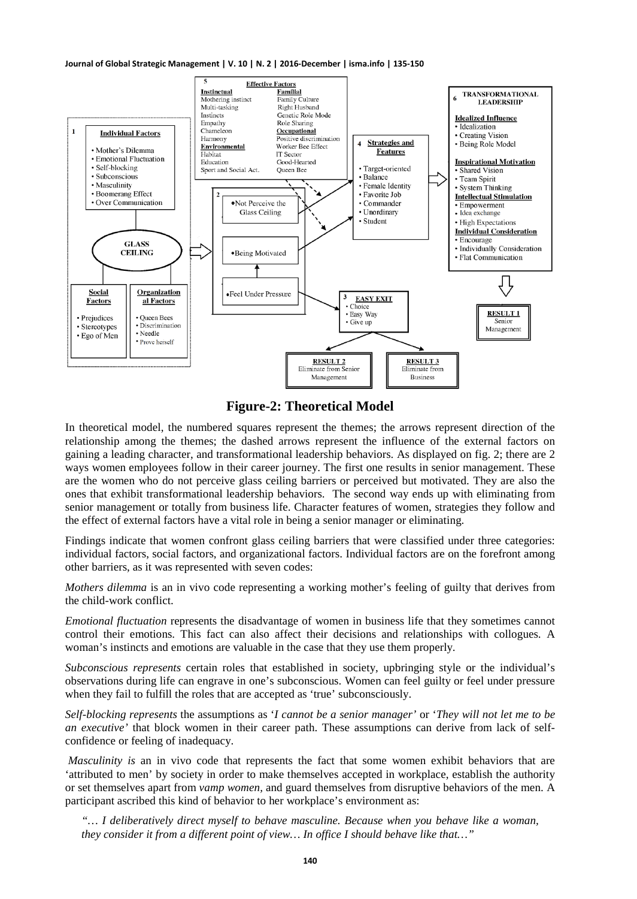**Figure-2: Theoretical Model**

In theoretical model, the numbered squares represent the themes; the arrows represent direction of the relationship among the themes; the dashed arrows represent the influence of the external factors on gaining a leading character, and transformational leadership behaviors. As displayed on fig. 2; there are 2 ways women employees follow in their career journey. The first one results in senior management. These are the women who do not perceive glass ceiling barriers or perceived but motivated. They are also the ones that exhibit transformational leadership behaviors. The second way ends up with eliminating from senior management or totally from business life. Character features of women, strategies they follow and the effect of external factors have a vital role in being a senior manager or eliminating.

Findings indicate that women confront glass ceiling barriers that were classified under three categories: individual factors, social factors, and organizational factors. Individual factors are on the forefront among other barriers, as it was represented with seven codes:

*Mothers dilemma* is an in vivo code representing a working mother's feeling of guilty that derives from the child-work conflict.

*Emotional fluctuation* represents the disadvantage of women in business life that they sometimes cannot control their emotions. This fact can also affect their decisions and relationships with collogues. A woman's instincts and emotions are valuable in the case that they use them properly.

*Subconscious represents* certain roles that established in society, upbringing style or the individual's observations during life can engrave in one's subconscious. Women can feel guilty or feel under pressure when they fail to fulfill the roles that are accepted as 'true' subconsciously.

*Self-blocking represents* the assumptions as '*I cannot be a senior manager'* or '*They will not let me to be an executive'* that block women in their career path. These assumptions can derive from lack of self-confidence or feeling of inadequacy.

*Masculinity is* an in vivo code that represents the fact that some women exhibit behaviors that are 'attributed to men' by society in order to make themselves accepted in workplace, establish the authority or set themselves apart from *vamp women,* and guard themselves from disruptive behaviors of the men. A participant ascribed this kind of behavior to her workplace's environment as:

> *"… I deliberatively direct myself to behave masculine. Because when you behave like a woman, they consider it from a different point of view… In office I should behave like that…"*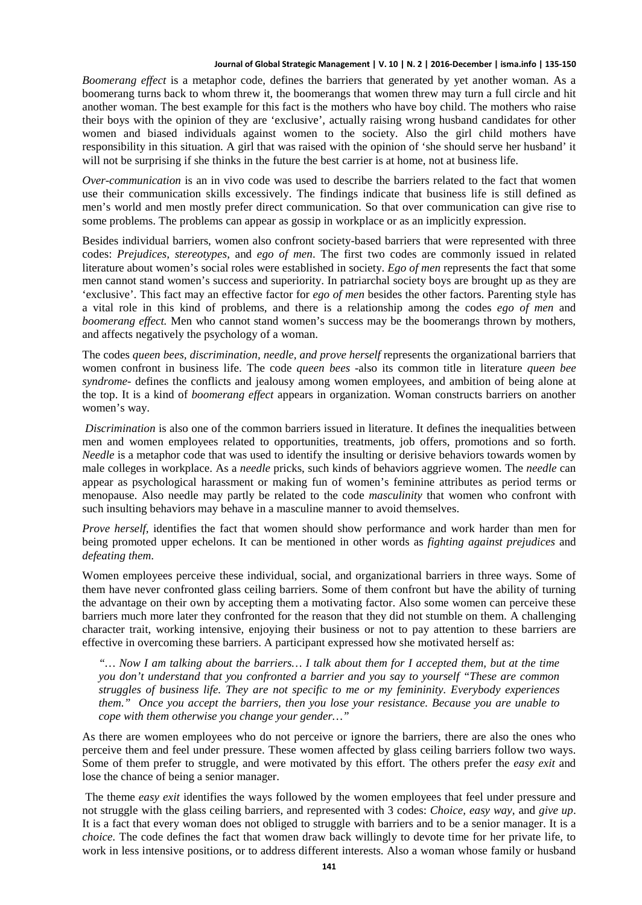*Boomerang effect* is a metaphor code, defines the barriers that generated by yet another woman. As a boomerang turns back to whom threw it, the boomerangs that women threw may turn a full circle and hit another woman. The best example for this fact is the mothers who have boy child. The mothers who raise their boys with the opinion of they are 'exclusive', actually raising wrong husband candidates for other women and biased individuals against women to the society. Also the girl child mothers have responsibility in this situation. A girl that was raised with the opinion of 'she should serve her husband' it will not be surprising if she thinks in the future the best carrier is at home, not at business life.

*Over-communication* is an in vivo code was used to describe the barriers related to the fact that women use their communication skills excessively. The findings indicate that business life is still defined as men's world and men mostly prefer direct communication. So that over communication can give rise to some problems. The problems can appear as gossip in workplace or as an implicitly expression.

Besides individual barriers, women also confront society-based barriers that were represented with three codes: *Prejudices, stereotypes,* and *ego of men*. The first two codes are commonly issued in related literature about women's social roles were established in society. *Ego of men* represents the fact that some men cannot stand women's success and superiority. In patriarchal society boys are brought up as they are 'exclusive'. This fact may an effective factor for *ego of men* besides the other factors. Parenting style has a vital role in this kind of problems, and there is a relationship among the codes *ego of men* and *boomerang effect.* Men who cannot stand women's success may be the boomerangs thrown by mothers, and affects negatively the psychology of a woman.

The codes *queen bees, discrimination, needle, and prove herself* represents the organizational barriers that women confront in business life. The code *queen bees* -also its common title in literature *queen bee syndrome*- defines the conflicts and jealousy among women employees, and ambition of being alone at the top. It is a kind of *boomerang effect* appears in organization. Woman constructs barriers on another women's way.

*Discrimination* is also one of the common barriers issued in literature. It defines the inequalities between men and women employees related to opportunities, treatments, job offers, promotions and so forth. *Needle* is a metaphor code that was used to identify the insulting or derisive behaviors towards women by male colleges in workplace. As a *needle* pricks, such kinds of behaviors aggrieve women. The *needle* can appear as psychological harassment or making fun of women's feminine attributes as period terms or menopause. Also needle may partly be related to the code *masculinity* that women who confront with such insulting behaviors may behave in a masculine manner to avoid themselves.

*Prove herself,* identifies the fact that women should show performance and work harder than men for being promoted upper echelons. It can be mentioned in other words as *fighting against prejudices* and *defeating them*.

Women employees perceive these individual, social, and organizational barriers in three ways. Some of them have never confronted glass ceiling barriers. Some of them confront but have the ability of turning the advantage on their own by accepting them a motivating factor. Also some women can perceive these barriers much more later they confronted for the reason that they did not stumble on them. A challenging character trait, working intensive, enjoying their business or not to pay attention to these barriers are effective in overcoming these barriers. A participant expressed how she motivated herself as:

> *"… Now I am talking about the barriers… I talk about them for I accepted them, but at the time you don't understand that you confronted a barrier and you say to yourself "These are common struggles of business life. They are not specific to me or my femininity. Everybody experiences them." Once you accept the barriers, then you lose your resistance. Because you are unable to cope with them otherwise you change your gender…"*

As there are women employees who do not perceive or ignore the barriers, there are also the ones who perceive them and feel under pressure. These women affected by glass ceiling barriers follow two ways. Some of them prefer to struggle, and were motivated by this effort. The others prefer the *easy exit* and lose the chance of being a senior manager.

The theme *easy exit* identifies the ways followed by the women employees that feel under pressure and not struggle with the glass ceiling barriers, and represented with 3 codes: *Choice, easy way*, and *give up*. It is a fact that every woman does not obliged to struggle with barriers and to be a senior manager. It is a *choice*. The code defines the fact that women draw back willingly to devote time for her private life, to work in less intensive positions, or to address different interests. Also a woman whose family or husband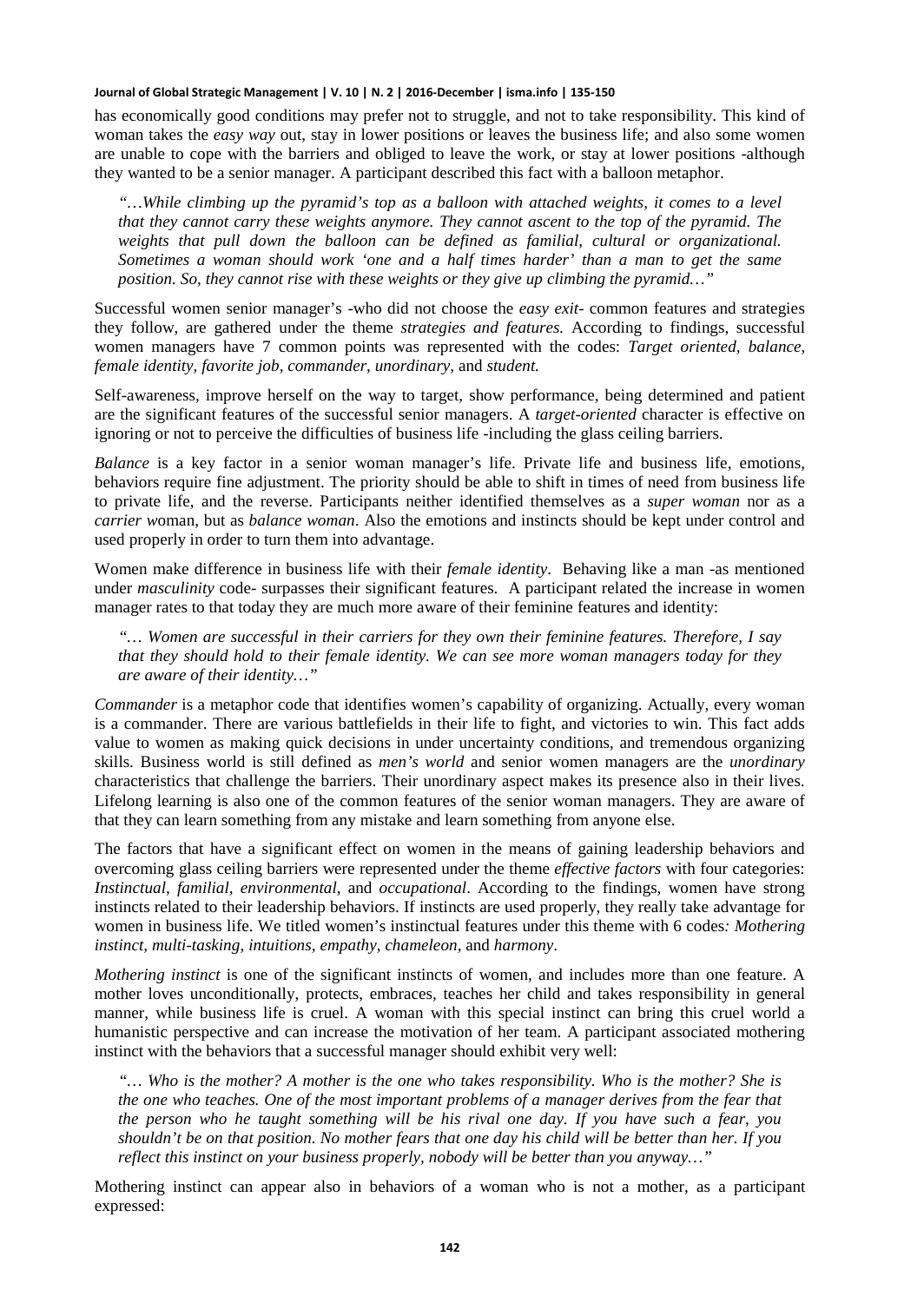has economically good conditions may prefer not to struggle, and not to take responsibility. This kind of woman takes the *easy way* out, stay in lower positions or leaves the business life; and also some women are unable to cope with the barriers and obliged to leave the work, or stay at lower positions -although they wanted to be a senior manager. A participant described this fact with a balloon metaphor.

> *"…While climbing up the pyramid's top as a balloon with attached weights, it comes to a level that they cannot carry these weights anymore. They cannot ascent to the top of the pyramid. The weights that pull down the balloon can be defined as familial, cultural or organizational. Sometimes a woman should work 'one and a half times harder' than a man to get the same position. So, they cannot rise with these weights or they give up climbing the pyramid…"*

Successful women senior manager's -who did not choose the *easy exit*- common features and strategies they follow, are gathered under the theme *strategies and features.* According to findings, successful women managers have 7 common points was represented with the codes: *Target oriented, balance, female identity, favorite job, commander, unordinary,* and *student.*

Self-awareness, improve herself on the way to target, show performance, being determined and patient are the significant features of the successful senior managers. A *target-oriented* character is effective on ignoring or not to perceive the difficulties of business life -including the glass ceiling barriers.

*Balance* is a key factor in a senior woman manager's life. Private life and business life, emotions, behaviors require fine adjustment. The priority should be able to shift in times of need from business life to private life, and the reverse. Participants neither identified themselves as a *super woman* nor as a *carrier w*oman, but as *balance woman*. Also the emotions and instincts should be kept under control and used properly in order to turn them into advantage.

Women make difference in business life with their *female identity*. Behaving like a man -as mentioned under *masculinity* code- surpasses their significant features. A participant related the increase in women manager rates to that today they are much more aware of their feminine features and identity:

> *"… Women are successful in their carriers for they own their feminine features. Therefore, I say that they should hold to their female identity. We can see more woman managers today for they are aware of their identity…"*

*Commander* is a metaphor code that identifies women's capability of organizing. Actually, every woman is a commander. There are various battlefields in their life to fight, and victories to win. This fact adds value to women as making quick decisions in under uncertainty conditions, and tremendous organizing skills. Business world is still defined as *men's world* and senior women managers are the *unordinary* characteristics that challenge the barriers. Their unordinary aspect makes its presence also in their lives. Lifelong learning is also one of the common features of the senior woman managers. They are aware of that they can learn something from any mistake and learn something from anyone else.

The factors that have a significant effect on women in the means of gaining leadership behaviors and overcoming glass ceiling barriers were represented under the theme *effective factors* with four categories: *Instinctual, familial, environmental,* and *occupational*. According to the findings, women have strong instincts related to their leadership behaviors. If instincts are used properly, they really take advantage for women in business life. We titled women's instinctual features under this theme with 6 codes*: Mothering instinct, multi-tasking, intuitions, empathy, chameleon*, and *harmony*.

*Mothering instinct* is one of the significant instincts of women, and includes more than one feature. A mother loves unconditionally, protects, embraces, teaches her child and takes responsibility in general manner, while business life is cruel. A woman with this special instinct can bring this cruel world a humanistic perspective and can increase the motivation of her team. A participant associated mothering instinct with the behaviors that a successful manager should exhibit very well:

> *"… Who is the mother? A mother is the one who takes responsibility. Who is the mother? She is the one who teaches. One of the most important problems of a manager derives from the fear that the person who he taught something will be his rival one day. If you have such a fear, you shouldn't be on that position. No mother fears that one day his child will be better than her. If you reflect this instinct on your business properly, nobody will be better than you anyway…"*

Mothering instinct can appear also in behaviors of a woman who is not a mother, as a participant expressed: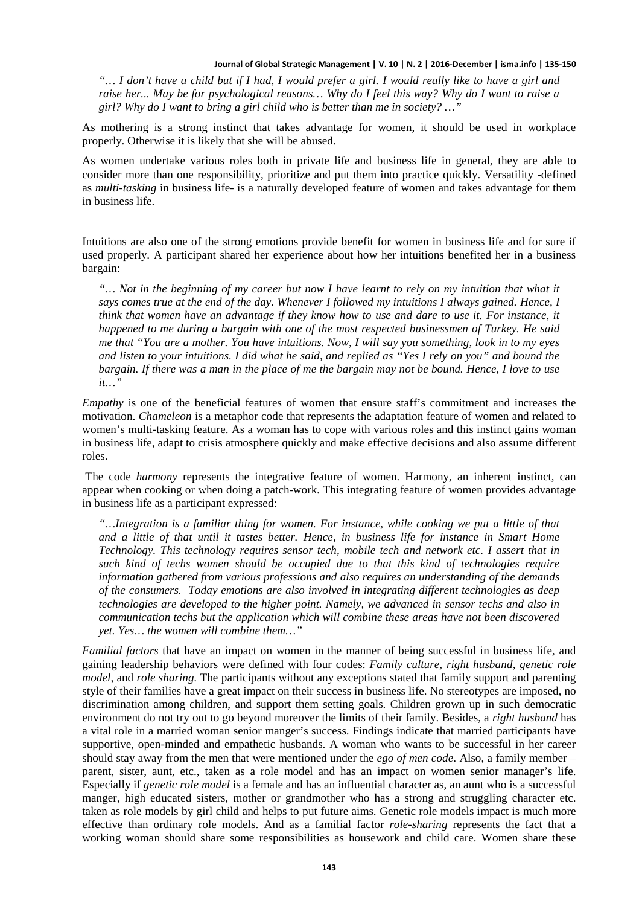*"… I don't have a child but if I had, I would prefer a girl. I would really like to have a girl and raise her... May be for psychological reasons… Why do I feel this way? Why do I want to raise a girl? Why do I want to bring a girl child who is better than me in society? …"*

As mothering is a strong instinct that takes advantage for women, it should be used in workplace properly. Otherwise it is likely that she will be abused.

As women undertake various roles both in private life and business life in general, they are able to consider more than one responsibility, prioritize and put them into practice quickly. Versatility -defined as *multi-tasking* in business life- is a naturally developed feature of women and takes advantage for them in business life.

Intuitions are also one of the strong emotions provide benefit for women in business life and for sure if used properly. A participant shared her experience about how her intuitions benefited her in a business bargain:

*"… Not in the beginning of my career but now I have learnt to rely on my intuition that what it says comes true at the end of the day. Whenever I followed my intuitions I always gained. Hence, I think that women have an advantage if they know how to use and dare to use it. For instance, it happened to me during a bargain with one of the most respected businessmen of Turkey. He said me that "You are a mother. You have intuitions. Now, I will say you something, look in to my eyes and listen to your intuitions. I did what he said, and replied as "Yes I rely on you" and bound the bargain. If there was a man in the place of me the bargain may not be bound. Hence, I love to use it…"*

*Empathy* is one of the beneficial features of women that ensure staff's commitment and increases the motivation. *Chameleon* is a metaphor code that represents the adaptation feature of women and related to women's multi-tasking feature. As a woman has to cope with various roles and this instinct gains woman in business life, adapt to crisis atmosphere quickly and make effective decisions and also assume different roles.

The code *harmony* represents the integrative feature of women. Harmony, an inherent instinct, can appear when cooking or when doing a patch-work. This integrating feature of women provides advantage in business life as a participant expressed:

*"…Integration is a familiar thing for women. For instance, while cooking we put a little of that and a little of that until it tastes better. Hence, in business life for instance in Smart Home Technology. This technology requires sensor tech, mobile tech and network etc. I assert that in such kind of techs women should be occupied due to that this kind of technologies require information gathered from various professions and also requires an understanding of the demands of the consumers. Today emotions are also involved in integrating different technologies as deep technologies are developed to the higher point. Namely, we advanced in sensor techs and also in communication techs but the application which will combine these areas have not been discovered yet. Yes… the women will combine them…"*

*Familial factors* that have an impact on women in the manner of being successful in business life, and gaining leadership behaviors were defined with four codes: *Family culture, right husband, genetic role model,* and *role sharing.* The participants without any exceptions stated that family support and parenting style of their families have a great impact on their success in business life. No stereotypes are imposed, no discrimination among children, and support them setting goals. Children grown up in such democratic environment do not try out to go beyond moreover the limits of their family. Besides, a *right husband* has a vital role in a married woman senior manger's success. Findings indicate that married participants have supportive, open-minded and empathetic husbands. A woman who wants to be successful in her career should stay away from the men that were mentioned under the *ego of men code*. Also, a family member – parent, sister, aunt, etc., taken as a role model and has an impact on women senior manager's life. Especially if *genetic role model* is a female and has an influential character as, an aunt who is a successful manger, high educated sisters, mother or grandmother who has a strong and struggling character etc. taken as role models by girl child and helps to put future aims. Genetic role models impact is much more effective than ordinary role models. And as a familial factor *role-sharing* represents the fact that a working woman should share some responsibilities as housework and child care. Women share these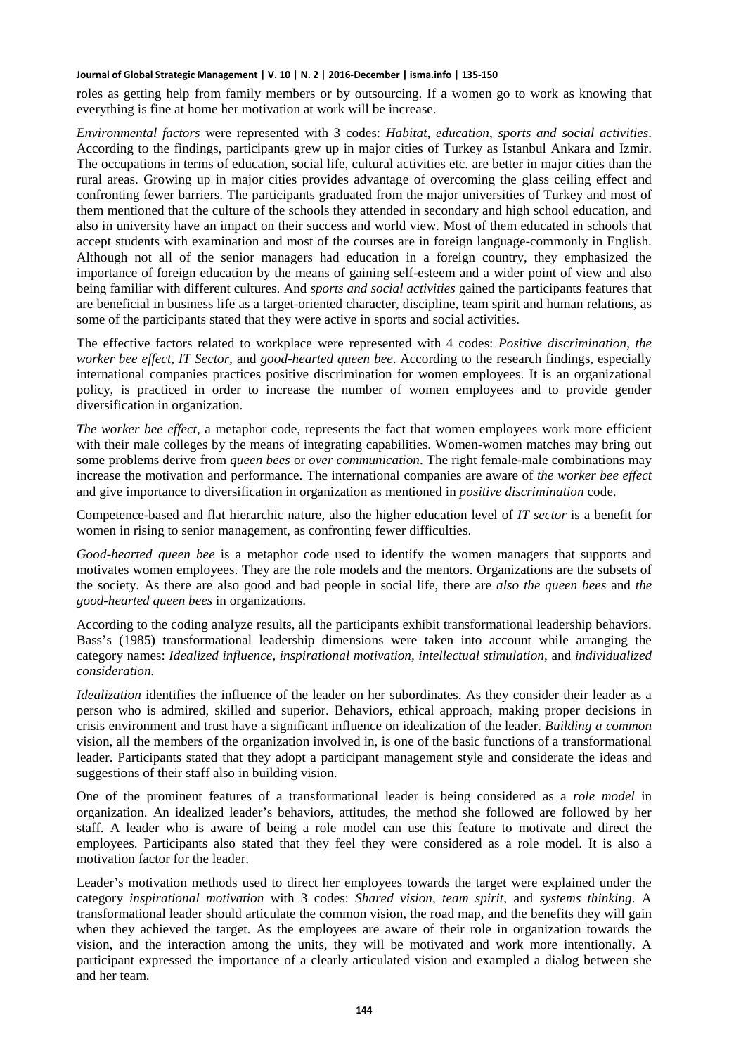roles as getting help from family members or by outsourcing. If a women go to work as knowing that everything is fine at home her motivation at work will be increase.

*Environmental factors* were represented with 3 codes: *Habitat, education, sports and social activities*. According to the findings, participants grew up in major cities of Turkey as Istanbul Ankara and Izmir. The occupations in terms of education, social life, cultural activities etc. are better in major cities than the rural areas. Growing up in major cities provides advantage of overcoming the glass ceiling effect and confronting fewer barriers. The participants graduated from the major universities of Turkey and most of them mentioned that the culture of the schools they attended in secondary and high school education, and also in university have an impact on their success and world view. Most of them educated in schools that accept students with examination and most of the courses are in foreign language-commonly in English. Although not all of the senior managers had education in a foreign country, they emphasized the importance of foreign education by the means of gaining self-esteem and a wider point of view and also being familiar with different cultures. And *sports and social activities* gained the participants features that are beneficial in business life as a target-oriented character, discipline, team spirit and human relations, as some of the participants stated that they were active in sports and social activities.

The effective factors related to workplace were represented with 4 codes: *Positive discrimination, the worker bee effect, IT Sector,* and *good-hearted queen bee*. According to the research findings, especially international companies practices positive discrimination for women employees. It is an organizational policy, is practiced in order to increase the number of women employees and to provide gender diversification in organization.

*The worker bee effect*, a metaphor code, represents the fact that women employees work more efficient with their male colleges by the means of integrating capabilities. Women-women matches may bring out some problems derive from *queen bees* or *over communication*. The right female-male combinations may increase the motivation and performance. The international companies are aware of *the worker bee effect* and give importance to diversification in organization as mentioned in *positive discrimination* code.

Competence-based and flat hierarchic nature, also the higher education level of *IT sector* is a benefit for women in rising to senior management, as confronting fewer difficulties.

*Good-hearted queen bee* is a metaphor code used to identify the women managers that supports and motivates women employees. They are the role models and the mentors. Organizations are the subsets of the society. As there are also good and bad people in social life, there are *also the queen bees* and *the good-hearted queen bees* in organizations.

According to the coding analyze results, all the participants exhibit transformational leadership behaviors. Bass's (1985) transformational leadership dimensions were taken into account while arranging the category names: *Idealized influence, inspirational motivation, intellectual stimulation*, and *individualized consideration.*

*Idealization* identifies the influence of the leader on her subordinates. As they consider their leader as a person who is admired, skilled and superior. Behaviors, ethical approach, making proper decisions in crisis environment and trust have a significant influence on idealization of the leader. *Building a common* vision, all the members of the organization involved in, is one of the basic functions of a transformational leader. Participants stated that they adopt a participant management style and considerate the ideas and suggestions of their staff also in building vision.

One of the prominent features of a transformational leader is being considered as a *role model* in organization. An idealized leader's behaviors, attitudes, the method she followed are followed by her staff. A leader who is aware of being a role model can use this feature to motivate and direct the employees. Participants also stated that they feel they were considered as a role model. It is also a motivation factor for the leader.

Leader's motivation methods used to direct her employees towards the target were explained under the category *inspirational motivation* with 3 codes: *Shared vision, team spirit*, and *systems thinking*. A transformational leader should articulate the common vision, the road map, and the benefits they will gain when they achieved the target. As the employees are aware of their role in organization towards the vision, and the interaction among the units, they will be motivated and work more intentionally. A participant expressed the importance of a clearly articulated vision and exampled a dialog between she and her team.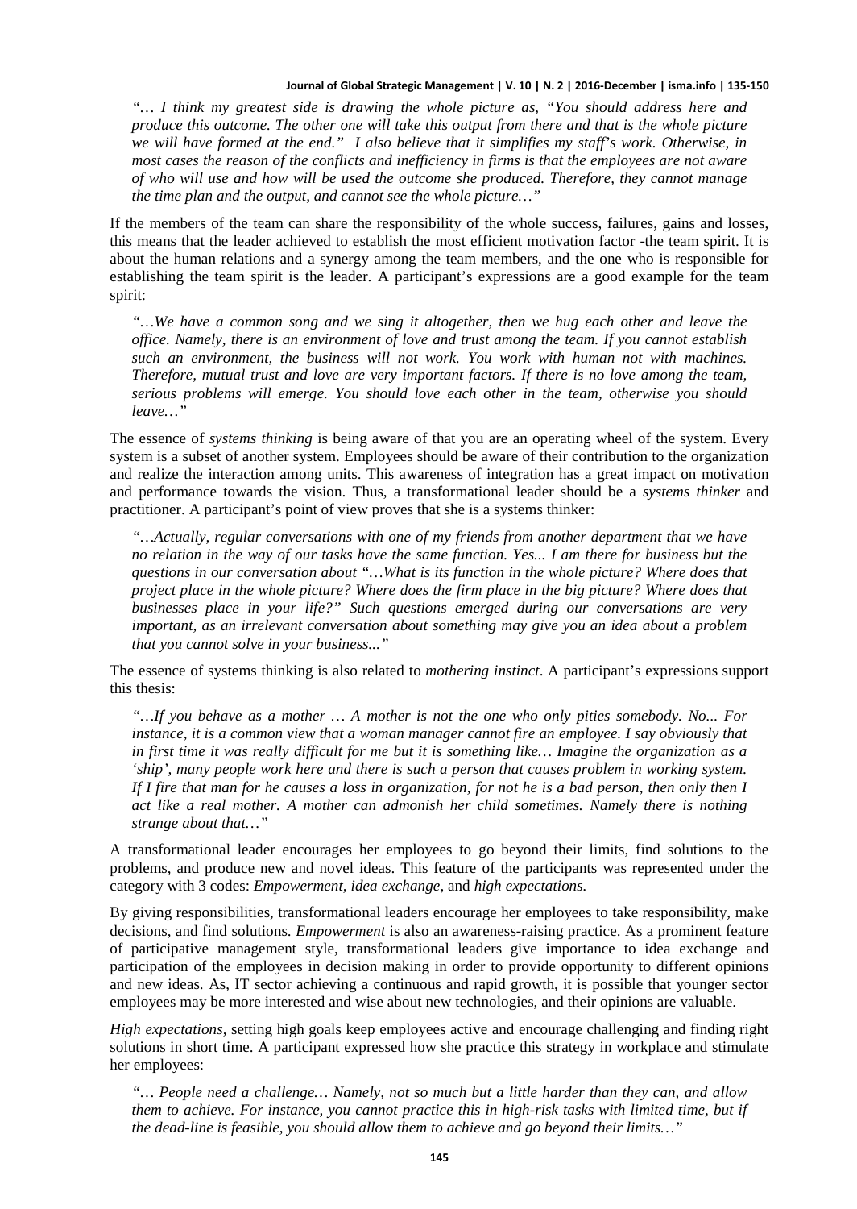*"… I think my greatest side is drawing the whole picture as, "You should address here and produce this outcome. The other one will take this output from there and that is the whole picture we will have formed at the end." I also believe that it simplifies my staff's work. Otherwise, in most cases the reason of the conflicts and inefficiency in firms is that the employees are not aware of who will use and how will be used the outcome she produced. Therefore, they cannot manage the time plan and the output, and cannot see the whole picture…"*

If the members of the team can share the responsibility of the whole success, failures, gains and losses, this means that the leader achieved to establish the most efficient motivation factor -the team spirit. It is about the human relations and a synergy among the team members, and the one who is responsible for establishing the team spirit is the leader. A participant's expressions are a good example for the team spirit:

*"…We have a common song and we sing it altogether, then we hug each other and leave the office. Namely, there is an environment of love and trust among the team. If you cannot establish such an environment, the business will not work. You work with human not with machines. Therefore, mutual trust and love are very important factors. If there is no love among the team, serious problems will emerge. You should love each other in the team, otherwise you should leave…"*

The essence of *systems thinking* is being aware of that you are an operating wheel of the system. Every system is a subset of another system. Employees should be aware of their contribution to the organization and realize the interaction among units. This awareness of integration has a great impact on motivation and performance towards the vision. Thus, a transformational leader should be a *systems thinker* and practitioner. A participant's point of view proves that she is a systems thinker:

*"…Actually, regular conversations with one of my friends from another department that we have no relation in the way of our tasks have the same function. Yes... I am there for business but the questions in our conversation about "…What is its function in the whole picture? Where does that project place in the whole picture? Where does the firm place in the big picture? Where does that businesses place in your life?" Such questions emerged during our conversations are very important, as an irrelevant conversation about something may give you an idea about a problem that you cannot solve in your business..."*

The essence of systems thinking is also related to *mothering instinct*. A participant's expressions support this thesis:

*"…If you behave as a mother … A mother is not the one who only pities somebody. No... For instance, it is a common view that a woman manager cannot fire an employee. I say obviously that in first time it was really difficult for me but it is something like… Imagine the organization as a 'ship', many people work here and there is such a person that causes problem in working system. If I fire that man for he causes a loss in organization, for not he is a bad person, then only then I act like a real mother. A mother can admonish her child sometimes. Namely there is nothing strange about that…"*

A transformational leader encourages her employees to go beyond their limits, find solutions to the problems, and produce new and novel ideas. This feature of the participants was represented under the category with 3 codes: *Empowerment, idea exchange,* and *high expectations.*

By giving responsibilities, transformational leaders encourage her employees to take responsibility, make decisions, and find solutions. *Empowerment* is also an awareness-raising practice. As a prominent feature of participative management style, transformational leaders give importance to idea exchange and participation of the employees in decision making in order to provide opportunity to different opinions and new ideas. As, IT sector achieving a continuous and rapid growth, it is possible that younger sector employees may be more interested and wise about new technologies, and their opinions are valuable.

*High expectations*, setting high goals keep employees active and encourage challenging and finding right solutions in short time. A participant expressed how she practice this strategy in workplace and stimulate her employees:

*"… People need a challenge… Namely, not so much but a little harder than they can, and allow them to achieve. For instance, you cannot practice this in high-risk tasks with limited time, but if the dead-line is feasible, you should allow them to achieve and go beyond their limits…"*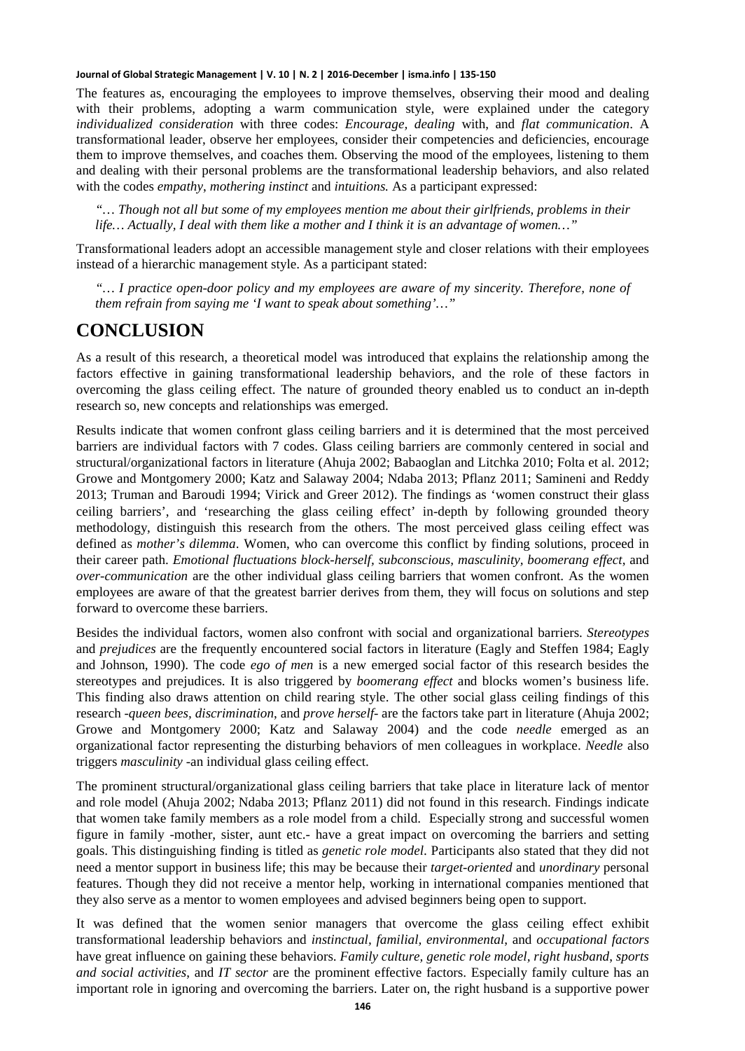The features as, encouraging the employees to improve themselves, observing their mood and dealing with their problems, adopting a warm communication style, were explained under the category *individualized consideration* with three codes: *Encourage, dealing* with, and *flat communication*. A transformational leader, observe her employees, consider their competencies and deficiencies, encourage them to improve themselves, and coaches them. Observing the mood of the employees, listening to them and dealing with their personal problems are the transformational leadership behaviors, and also related with the codes *empathy*, *mothering instinct* and *intuitions.* As a participant expressed:

> *"… Though not all but some of my employees mention me about their girlfriends, problems in their life… Actually, I deal with them like a mother and I think it is an advantage of women…"*

Transformational leaders adopt an accessible management style and closer relations with their employees instead of a hierarchic management style. As a participant stated:

> *"… I practice open-door policy and my employees are aware of my sincerity. Therefore, none of them refrain from saying me 'I want to speak about something'…"*

# CONCLUSION

As a result of this research, a theoretical model was introduced that explains the relationship among the factors effective in gaining transformational leadership behaviors, and the role of these factors in overcoming the glass ceiling effect. The nature of grounded theory enabled us to conduct an in-depth research so, new concepts and relationships was emerged.

Results indicate that women confront glass ceiling barriers and it is determined that the most perceived barriers are individual factors with 7 codes. Glass ceiling barriers are commonly centered in social and structural/organizational factors in literature (Ahuja 2002; Babaoglan and Litchka 2010; Folta et al. 2012; Growe and Montgomery 2000; Katz and Salaway 2004; Ndaba 2013; Pflanz 2011; Samineni and Reddy 2013; Truman and Baroudi 1994; Virick and Greer 2012). The findings as 'women construct their glass ceiling barriers', and 'researching the glass ceiling effect' in-depth by following grounded theory methodology, distinguish this research from the others. The most perceived glass ceiling effect was defined as *mother's dilemma*. Women, who can overcome this conflict by finding solutions, proceed in their career path. *Emotional fluctuations block-herself, subconscious, masculinity, boomerang effect*, and *over-communication* are the other individual glass ceiling barriers that women confront. As the women employees are aware of that the greatest barrier derives from them, they will focus on solutions and step forward to overcome these barriers.

Besides the individual factors, women also confront with social and organizational barriers. *Stereotypes* and *prejudices* are the frequently encountered social factors in literature (Eagly and Steffen 1984; Eagly and Johnson, 1990). The code *ego of men* is a new emerged social factor of this research besides the stereotypes and prejudices. It is also triggered by *boomerang effect* and blocks women's business life. This finding also draws attention on child rearing style. The other social glass ceiling findings of this research -*queen bees, discrimination*, and *prove herself*- are the factors take part in literature (Ahuja 2002; Growe and Montgomery 2000; Katz and Salaway 2004) and the code *needle* emerged as an organizational factor representing the disturbing behaviors of men colleagues in workplace. *Needle* also triggers *masculinity* -an individual glass ceiling effect.

The prominent structural/organizational glass ceiling barriers that take place in literature lack of mentor and role model (Ahuja 2002; Ndaba 2013; Pflanz 2011) did not found in this research. Findings indicate that women take family members as a role model from a child. Especially strong and successful women figure in family -mother, sister, aunt etc.- have a great impact on overcoming the barriers and setting goals. This distinguishing finding is titled as *genetic role model*. Participants also stated that they did not need a mentor support in business life; this may be because their *target-oriented* and *unordinary* personal features. Though they did not receive a mentor help, working in international companies mentioned that they also serve as a mentor to women employees and advised beginners being open to support.

It was defined that the women senior managers that overcome the glass ceiling effect exhibit transformational leadership behaviors and *instinctual, familial, environmental*, and *occupational factors* have great influence on gaining these behaviors. *Family culture, genetic role model, right husband, sports and social activities*, and *IT sector* are the prominent effective factors. Especially family culture has an important role in ignoring and overcoming the barriers. Later on, the right husband is a supportive power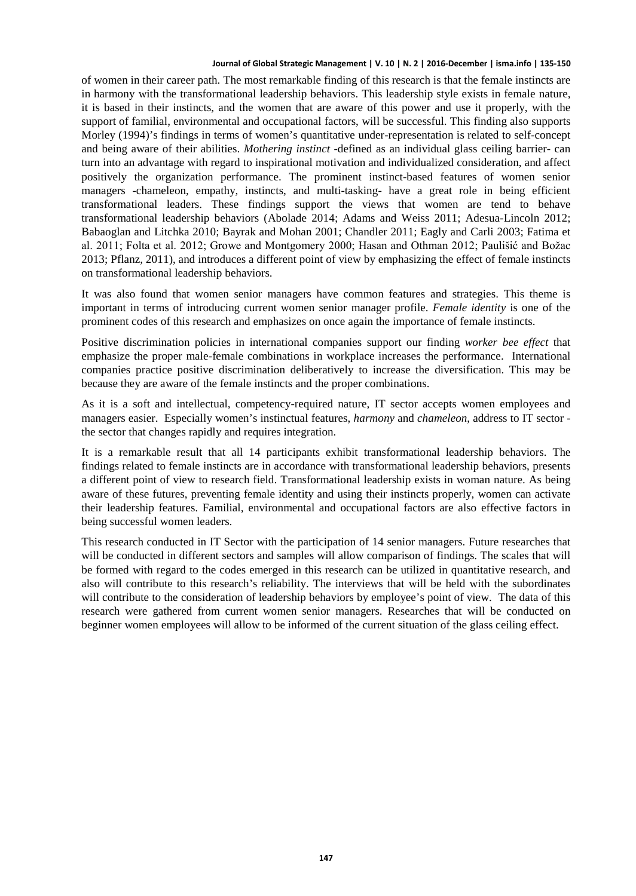of women in their career path. The most remarkable finding of this research is that the female instincts are in harmony with the transformational leadership behaviors. This leadership style exists in female nature, it is based in their instincts, and the women that are aware of this power and use it properly, with the support of familial, environmental and occupational factors, will be successful. This finding also supports Morley (1994)'s findings in terms of women's quantitative under-representation is related to self-concept and being aware of their abilities. *Mothering instinct* -defined as an individual glass ceiling barrier- can turn into an advantage with regard to inspirational motivation and individualized consideration, and affect positively the organization performance. The prominent instinct-based features of women senior managers -chameleon, empathy, instincts, and multi-tasking- have a great role in being efficient transformational leaders. These findings support the views that women are tend to behave transformational leadership behaviors (Abolade 2014; Adams and Weiss 2011; Adesua-Lincoln 2012; Babaoglan and Litchka 2010; Bayrak and Mohan 2001; Chandler 2011; Eagly and Carli 2003; Fatima et al. 2011; Folta et al. 2012; Growe and Montgomery 2000; Hasan and Othman 2012; Paulišić and Božac 2013; Pflanz, 2011), and introduces a different point of view by emphasizing the effect of female instincts on transformational leadership behaviors.

It was also found that women senior managers have common features and strategies. This theme is important in terms of introducing current women senior manager profile. *Female identity* is one of the prominent codes of this research and emphasizes on once again the importance of female instincts.

Positive discrimination policies in international companies support our finding *worker bee effect* that emphasize the proper male-female combinations in workplace increases the performance. International companies practice positive discrimination deliberatively to increase the diversification. This may be because they are aware of the female instincts and the proper combinations.

As it is a soft and intellectual, competency-required nature, IT sector accepts women employees and managers easier. Especially women's instinctual features, *harmony* and *chameleon*, address to IT sector - the sector that changes rapidly and requires integration.

It is a remarkable result that all 14 participants exhibit transformational leadership behaviors. The findings related to female instincts are in accordance with transformational leadership behaviors, presents a different point of view to research field. Transformational leadership exists in woman nature. As being aware of these futures, preventing female identity and using their instincts properly, women can activate their leadership features. Familial, environmental and occupational factors are also effective factors in being successful women leaders.

This research conducted in IT Sector with the participation of 14 senior managers. Future researches that will be conducted in different sectors and samples will allow comparison of findings. The scales that will be formed with regard to the codes emerged in this research can be utilized in quantitative research, and also will contribute to this research's reliability. The interviews that will be held with the subordinates will contribute to the consideration of leadership behaviors by employee's point of view. The data of this research were gathered from current women senior managers. Researches that will be conducted on beginner women employees will allow to be informed of the current situation of the glass ceiling effect.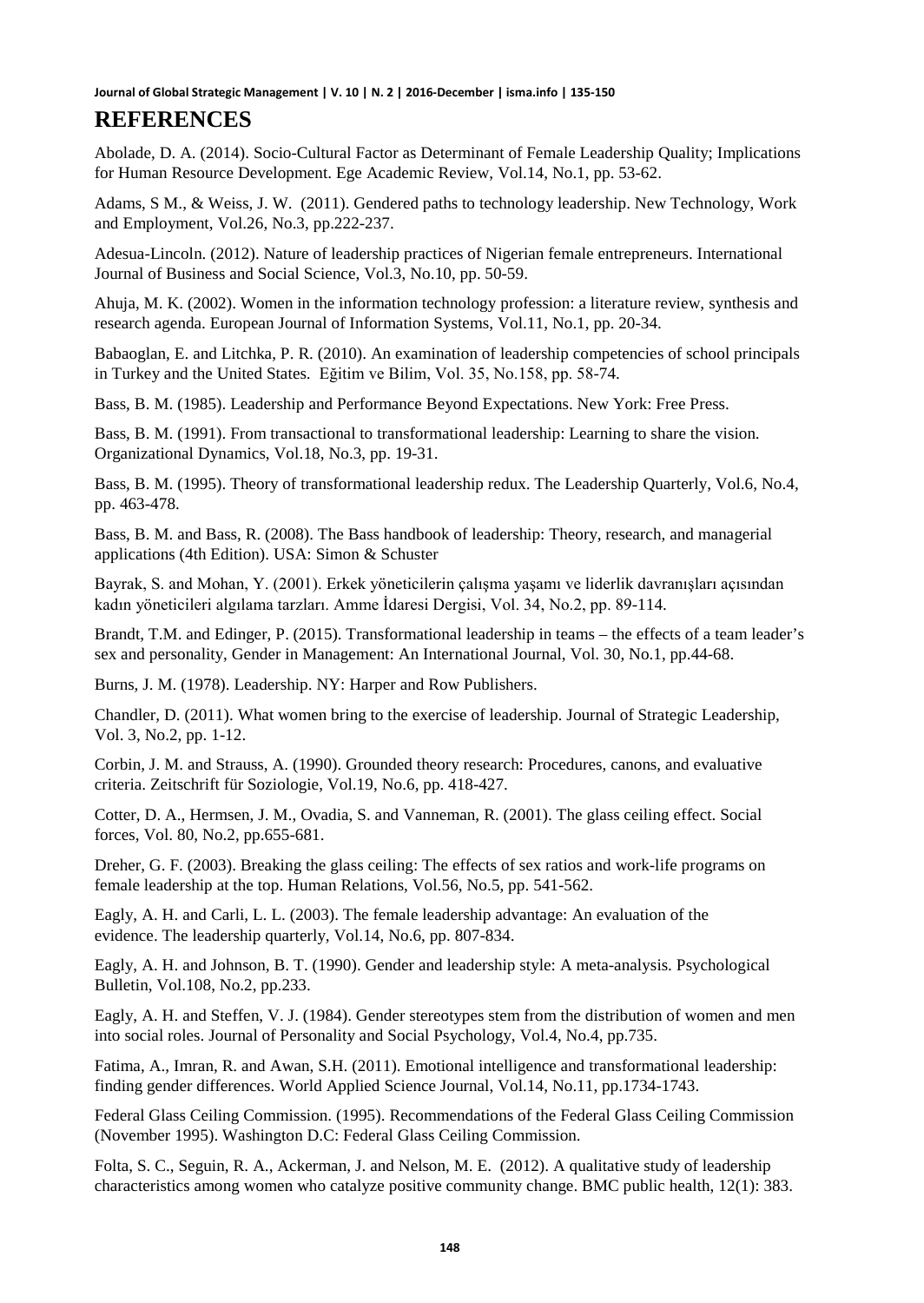## REFERENCES

Abolade, D. A. (2014). Socio-Cultural Factor as Determinant of Female Leadership Quality; Implications for Human Resource Development. Ege Academic Review, Vol.14, No.1, pp. 53-62.

Adams, S M., & Weiss, J. W. (2011). Gendered paths to technology leadership. New Technology, Work and Employment, Vol.26, No.3, pp.222-237.

Adesua-Lincoln. (2012). Nature of leadership practices of Nigerian female entrepreneurs. International Journal of Business and Social Science, Vol.3, No.10, pp. 50-59.

Ahuja, M. K. (2002). Women in the information technology profession: a literature review, synthesis and research agenda. European Journal of Information Systems, Vol.11, No.1, pp. 20-34.

Babaoglan, E. and Litchka, P. R. (2010). An examination of leadership competencies of school principals in Turkey and the United States. Eğitim ve Bilim, Vol. 35, No.158, pp. 58-74.

Bass, B. M. (1985). Leadership and Performance Beyond Expectations. New York: Free Press.

Bass, B. M. (1991). From transactional to transformational leadership: Learning to share the vision. Organizational Dynamics, Vol.18, No.3, pp. 19-31.

Bass, B. M. (1995). Theory of transformational leadership redux. The Leadership Quarterly, Vol.6, No.4, pp. 463-478.

Bass, B. M. and Bass, R. (2008). The Bass handbook of leadership: Theory, research, and managerial applications (4th Edition). USA: Simon & Schuster

Bayrak, S. and Mohan, Y. (2001). Erkek yöneticilerin çalışma yaşamı ve liderlik davranışları açısından kadın yöneticileri algılama tarzları. Amme İdaresi Dergisi, Vol. 34, No.2, pp. 89-114.

Brandt, T.M. and Edinger, P. (2015). Transformational leadership in teams – the effects of a team leader's sex and personality, Gender in Management: An International Journal, Vol. 30, No.1, pp.44-68.

Burns, J. M. (1978). Leadership. NY: Harper and Row Publishers.

Chandler, D. (2011). What women bring to the exercise of leadership. Journal of Strategic Leadership, Vol. 3, No.2, pp. 1-12.

Corbin, J. M. and Strauss, A. (1990). Grounded theory research: Procedures, canons, and evaluative criteria. Zeitschrift für Soziologie, Vol.19, No.6, pp. 418-427.

Cotter, D. A., Hermsen, J. M., Ovadia, S. and Vanneman, R. (2001). The glass ceiling effect. Social forces, Vol. 80, No.2, pp.655-681.

Dreher, G. F. (2003). Breaking the glass ceiling: The effects of sex ratios and work-life programs on female leadership at the top. Human Relations, Vol.56, No.5, pp. 541-562.

Eagly, A. H. and Carli, L. L. (2003). The female leadership advantage: An evaluation of the evidence. The leadership quarterly, Vol.14, No.6, pp. 807-834.

Eagly, A. H. and Johnson, B. T. (1990). Gender and leadership style: A meta-analysis. Psychological Bulletin, Vol.108, No.2, pp.233.

Eagly, A. H. and Steffen, V. J. (1984). Gender stereotypes stem from the distribution of women and men into social roles. Journal of Personality and Social Psychology, Vol.4, No.4, pp.735.

Fatima, A., Imran, R. and Awan, S.H. (2011). Emotional intelligence and transformational leadership: finding gender differences. World Applied Science Journal, Vol.14, No.11, pp.1734-1743.

Federal Glass Ceiling Commission. (1995). Recommendations of the Federal Glass Ceiling Commission (November 1995). Washington D.C: Federal Glass Ceiling Commission.

Folta, S. C., Seguin, R. A., Ackerman, J. and Nelson, M. E. (2012). A qualitative study of leadership characteristics among women who catalyze positive community change. BMC public health, 12(1): 383.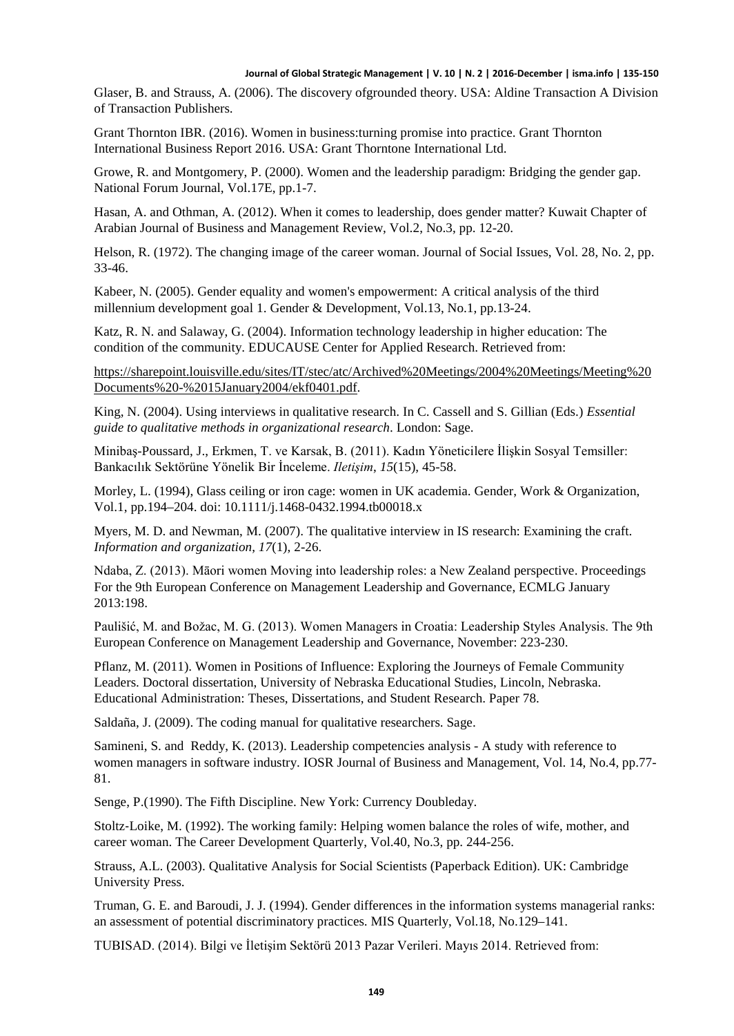Glaser, B. and Strauss, A. (2006). The discovery ofgrounded theory. USA: Aldine Transaction A Division of Transaction Publishers.

Grant Thornton IBR. (2016). Women in business:turning promise into practice. Grant Thornton International Business Report 2016. USA: Grant Thorntone International Ltd.

Growe, R. and Montgomery, P. (2000). Women and the leadership paradigm: Bridging the gender gap. National Forum Journal, Vol.17E, pp.1-7.

Hasan, A. and Othman, A. (2012). When it comes to leadership, does gender matter? Kuwait Chapter of Arabian Journal of Business and Management Review, Vol.2, No.3, pp. 12-20.

Helson, R. (1972). The changing image of the career woman. Journal of Social Issues, Vol. 28, No. 2, pp. 33-46.

Kabeer, N. (2005). Gender equality and women's empowerment: A critical analysis of the third millennium development goal 1. Gender & Development, Vol.13, No.1, pp.13-24.

Katz, R. N. and Salaway, G. (2004). Information technology leadership in higher education: The condition of the community. EDUCAUSE Center for Applied Research. Retrieved from:

https://sharepoint.louisville.edu/sites/IT/stec/atc/Archived%20Meetings/2004%20Meetings/Meeting%20Documents%20-%2015January2004/ekf0401.pdf.

King, N. (2004). Using interviews in qualitative research. In C. Cassell and S. Gillian (Eds.) *Essential guide to qualitative methods in organizational research*. London: Sage.

Minibaş-Poussard, J., Erkmen, T. ve Karsak, B. (2011). Kadın Yöneticilere İlişkin Sosyal Temsiller: Bankacılık Sektörüne Yönelik Bir İnceleme. *Iletişim*, *15*(15), 45-58.

Morley, L. (1994), Glass ceiling or iron cage: women in UK academia. Gender, Work & Organization, Vol.1, pp.194–204. doi: 10.1111/j.1468-0432.1994.tb00018.x

Myers, M. D. and Newman, M. (2007). The qualitative interview in IS research: Examining the craft. *Information and organization*, *17*(1), 2-26.

Ndaba, Z. (2013). Māori women Moving into leadership roles: a New Zealand perspective. Proceedings For the 9th European Conference on Management Leadership and Governance, ECMLG January 2013:198.

Paulišić, M. and Božac, M. G. (2013). Women Managers in Croatia: Leadership Styles Analysis. The 9th European Conference on Management Leadership and Governance, November: 223-230.

Pflanz, M. (2011). Women in Positions of Influence: Exploring the Journeys of Female Community Leaders. Doctoral dissertation, University of Nebraska Educational Studies, Lincoln, Nebraska. Educational Administration: Theses, Dissertations, and Student Research. Paper 78.

Saldaña, J. (2009). The coding manual for qualitative researchers. Sage.

Samineni, S. and Reddy, K. (2013). Leadership competencies analysis - A study with reference to women managers in software industry. IOSR Journal of Business and Management, Vol. 14, No.4, pp.77-81.

Senge, P.(1990). The Fifth Discipline. New York: Currency Doubleday.

Stoltz-Loike, M. (1992). The working family: Helping women balance the roles of wife, mother, and career woman. The Career Development Quarterly, Vol.40, No.3, pp. 244-256.

Strauss, A.L. (2003). Qualitative Analysis for Social Scientists (Paperback Edition). UK: Cambridge University Press.

Truman, G. E. and Baroudi, J. J. (1994). Gender differences in the information systems managerial ranks: an assessment of potential discriminatory practices. MIS Quarterly, Vol.18, No.129–141.

TUBISAD. (2014). Bilgi ve İletişim Sektörü 2013 Pazar Verileri. Mayıs 2014. Retrieved from: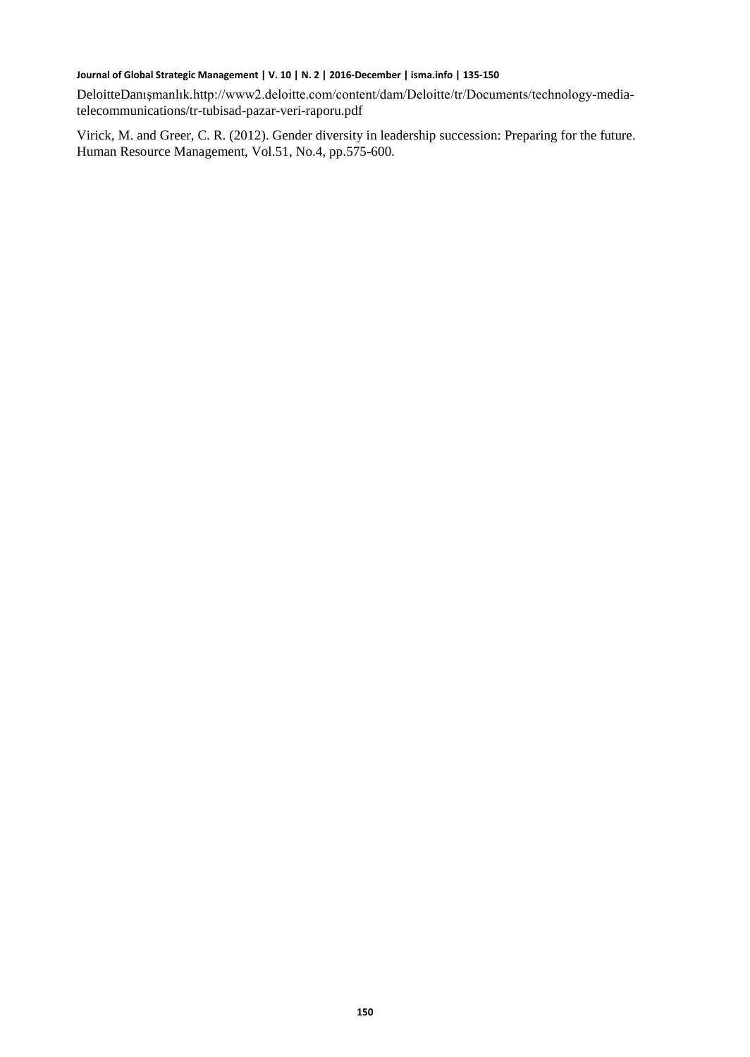DeloitteDanışmanlık.http://www2.deloitte.com/content/dam/Deloitte/tr/Documents/technology-media-telecommunications/tr-tubisad-pazar-veri-raporu.pdf

Virick, M. and Greer, C. R. (2012). Gender diversity in leadership succession: Preparing for the future. Human Resource Management, Vol.51, No.4, pp.575-600.